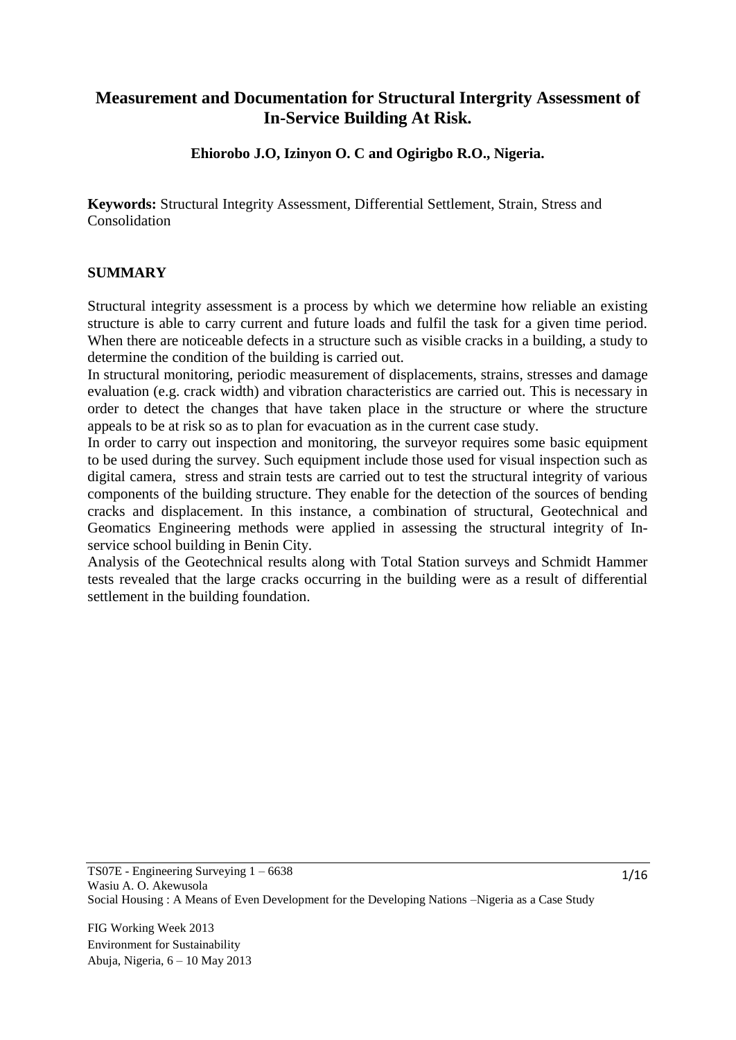# Measurement and Documentation for Structural Intergrity Assessment of In-Service Building At Risk.

**Ehiorobo J.O, Izinyon O. C and Ogirigbo R.O., Nigeria.**

**Keywords:** Structural Integrity Assessment, Differential Settlement, Strain, Stress and Consolidation

## SUMMARY

Structural integrity assessment is a process by which we determine how reliable an existing structure is able to carry current and future loads and fulfil the task for a given time period. When there are noticeable defects in a structure such as visible cracks in a building, a study to determine the condition of the building is carried out.

In structural monitoring, periodic measurement of displacements, strains, stresses and damage evaluation (e.g. crack width) and vibration characteristics are carried out. This is necessary in order to detect the changes that have taken place in the structure or where the structure appeals to be at risk so as to plan for evacuation as in the current case study.

In order to carry out inspection and monitoring, the surveyor requires some basic equipment to be used during the survey. Such equipment include those used for visual inspection such as digital camera, stress and strain tests are carried out to test the structural integrity of various components of the building structure. They enable for the detection of the sources of bending cracks and displacement. In this instance, a combination of structural, Geotechnical and Geomatics Engineering methods were applied in assessing the structural integrity of In-service school building in Benin City.

Analysis of the Geotechnical results along with Total Station surveys and Schmidt Hammer tests revealed that the large cracks occurring in the building were as a result of differential settlement in the building foundation.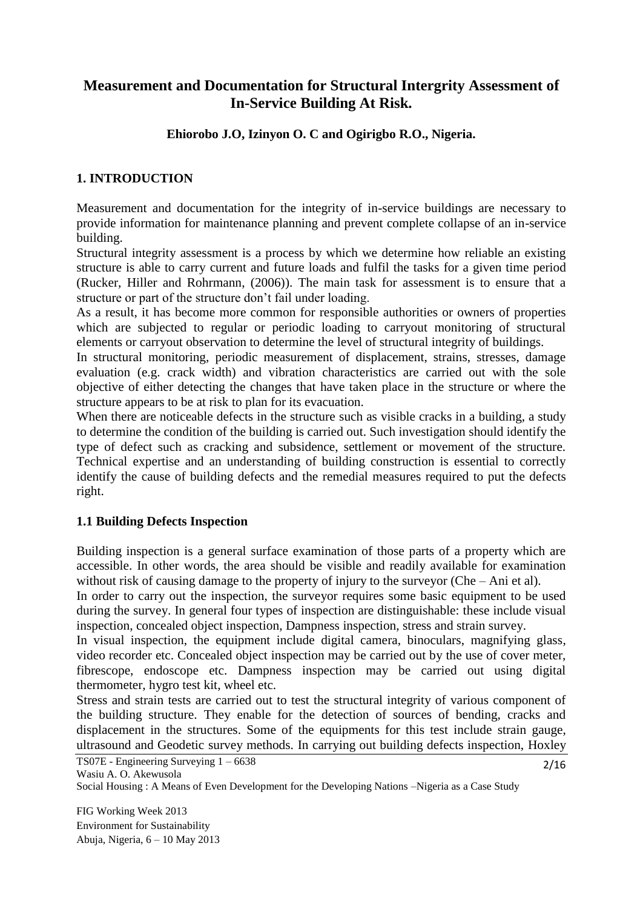# Measurement and Documentation for Structural Intergrity Assessment of In-Service Building At Risk.

**Ehiorobo J.O, Izinyon O. C and Ogirigbo R.O., Nigeria.**

## 1. INTRODUCTION

Measurement and documentation for the integrity of in-service buildings are necessary to provide information for maintenance planning and prevent complete collapse of an in-service building.

Structural integrity assessment is a process by which we determine how reliable an existing structure is able to carry current and future loads and fulfil the tasks for a given time period (Rucker, Hiller and Rohrmann, (2006)). The main task for assessment is to ensure that a structure or part of the structure don't fail under loading.

As a result, it has become more common for responsible authorities or owners of properties which are subjected to regular or periodic loading to carryout monitoring of structural elements or carryout observation to determine the level of structural integrity of buildings.

In structural monitoring, periodic measurement of displacement, strains, stresses, damage evaluation (e.g. crack width) and vibration characteristics are carried out with the sole objective of either detecting the changes that have taken place in the structure or where the structure appears to be at risk to plan for its evacuation.

When there are noticeable defects in the structure such as visible cracks in a building, a study to determine the condition of the building is carried out. Such investigation should identify the type of defect such as cracking and subsidence, settlement or movement of the structure. Technical expertise and an understanding of building construction is essential to correctly identify the cause of building defects and the remedial measures required to put the defects right.

### 1.1 Building Defects Inspection

Building inspection is a general surface examination of those parts of a property which are accessible. In other words, the area should be visible and readily available for examination without risk of causing damage to the property of injury to the surveyor (Che – Ani et al).

In order to carry out the inspection, the surveyor requires some basic equipment to be used during the survey. In general four types of inspection are distinguishable: these include visual inspection, concealed object inspection, Dampness inspection, stress and strain survey.

In visual inspection, the equipment include digital camera, binoculars, magnifying glass, video recorder etc. Concealed object inspection may be carried out by the use of cover meter, fibrescope, endoscope etc. Dampness inspection may be carried out using digital thermometer, hygro test kit, wheel etc.

Stress and strain tests are carried out to test the structural integrity of various component of the building structure. They enable for the detection of sources of bending, cracks and displacement in the structures. Some of the equipments for this test include strain gauge, ultrasound and Geodetic survey methods. In carrying out building defects inspection, Hoxley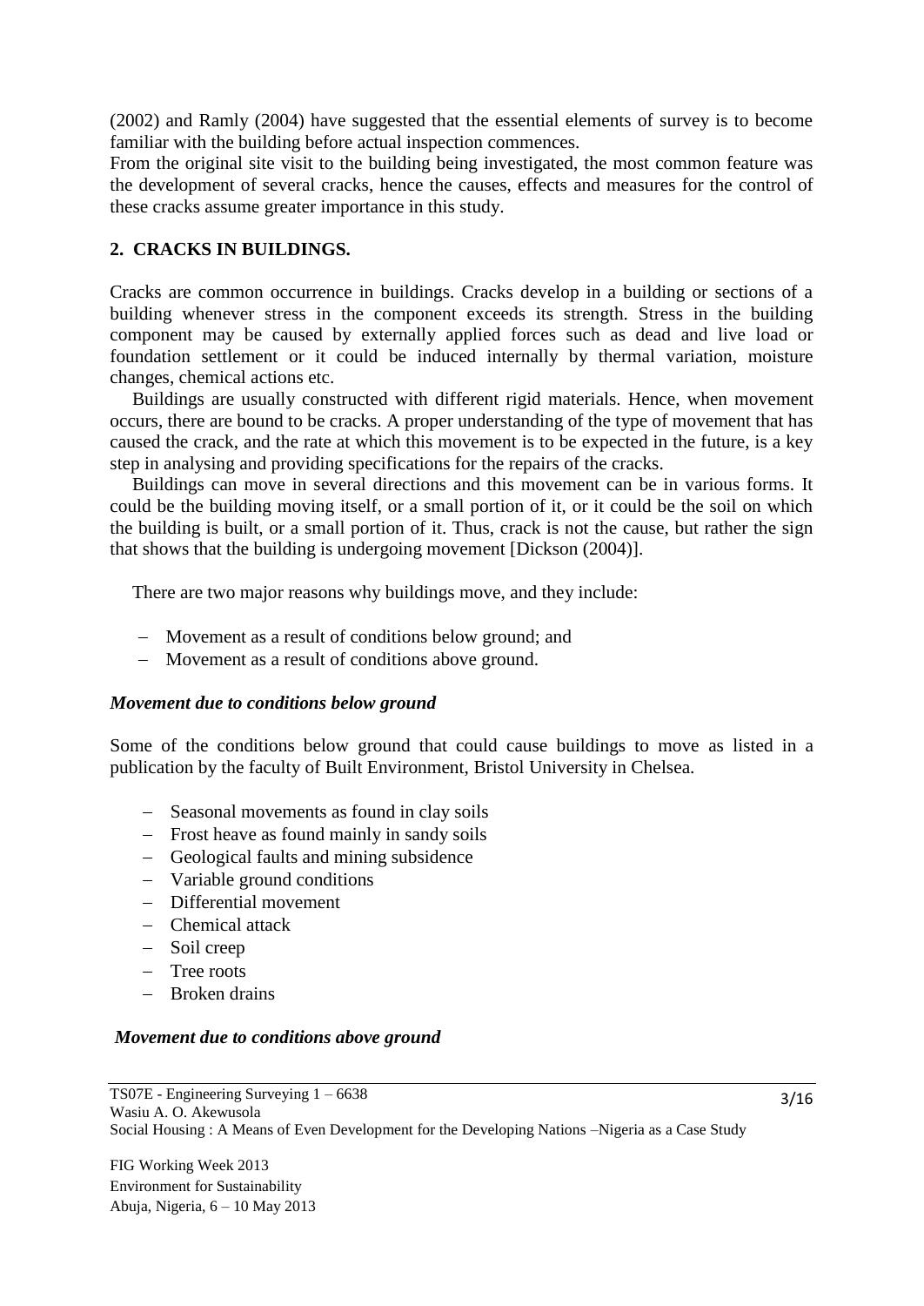(2002) and Ramly (2004) have suggested that the essential elements of survey is to become familiar with the building before actual inspection commences.

From the original site visit to the building being investigated, the most common feature was the development of several cracks, hence the causes, effects and measures for the control of these cracks assume greater importance in this study.

## 2. CRACKS IN BUILDINGS.

Cracks are common occurrence in buildings. Cracks develop in a building or sections of a building whenever stress in the component exceeds its strength. Stress in the building component may be caused by externally applied forces such as dead and live load or foundation settlement or it could be induced internally by thermal variation, moisture changes, chemical actions etc.

Buildings are usually constructed with different rigid materials. Hence, when movement occurs, there are bound to be cracks. A proper understanding of the type of movement that has caused the crack, and the rate at which this movement is to be expected in the future, is a key step in analysing and providing specifications for the repairs of the cracks.

Buildings can move in several directions and this movement can be in various forms. It could be the building moving itself, or a small portion of it, or it could be the soil on which the building is built, or a small portion of it. Thus, crack is not the cause, but rather the sign that shows that the building is undergoing movement [Dickson (2004)].

There are two major reasons why buildings move, and they include:

- Movement as a result of conditions below ground; and
- Movement as a result of conditions above ground.

### *Movement due to conditions below ground*

Some of the conditions below ground that could cause buildings to move as listed in a publication by the faculty of Built Environment, Bristol University in Chelsea.

- Seasonal movements as found in clay soils
- Frost heave as found mainly in sandy soils
- Geological faults and mining subsidence
- Variable ground conditions
- Differential movement
- Chemical attack
- Soil creep
- Tree roots
- Broken drains

### *Movement due to conditions above ground*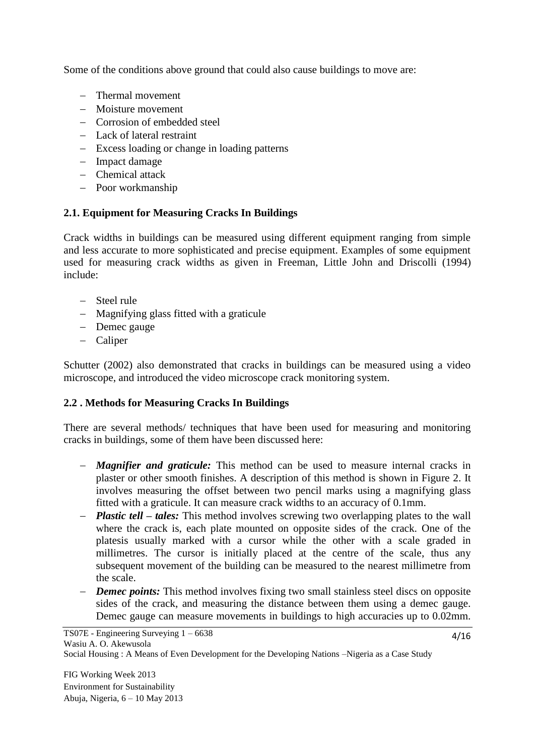Some of the conditions above ground that could also cause buildings to move are:

- Thermal movement
- Moisture movement
- Corrosion of embedded steel
- Lack of lateral restraint
- Excess loading or change in loading patterns
- Impact damage
- Chemical attack
- Poor workmanship

### 2.1. Equipment for Measuring Cracks In Buildings

Crack widths in buildings can be measured using different equipment ranging from simple and less accurate to more sophisticated and precise equipment. Examples of some equipment used for measuring crack widths as given in Freeman, Little John and Driscolli (1994) include:

- Steel rule
- Magnifying glass fitted with a graticule
- Demec gauge
- Caliper

Schutter (2002) also demonstrated that cracks in buildings can be measured using a video microscope, and introduced the video microscope crack monitoring system.

### 2.2 . Methods for Measuring Cracks In Buildings

There are several methods/ techniques that have been used for measuring and monitoring cracks in buildings, some of them have been discussed here:

- ***Magnifier and graticule:*** This method can be used to measure internal cracks in plaster or other smooth finishes. A description of this method is shown in Figure 2. It involves measuring the offset between two pencil marks using a magnifying glass fitted with a graticule. It can measure crack widths to an accuracy of 0.1mm.
- ***Plastic tell – tales:*** This method involves screwing two overlapping plates to the wall where the crack is, each plate mounted on opposite sides of the crack. One of the platesis usually marked with a cursor while the other with a scale graded in millimetres. The cursor is initially placed at the centre of the scale, thus any subsequent movement of the building can be measured to the nearest millimetre from the scale.
- ***Demec points:*** This method involves fixing two small stainless steel discs on opposite sides of the crack, and measuring the distance between them using a demec gauge. Demec gauge can measure movements in buildings to high accuracies up to 0.02mm.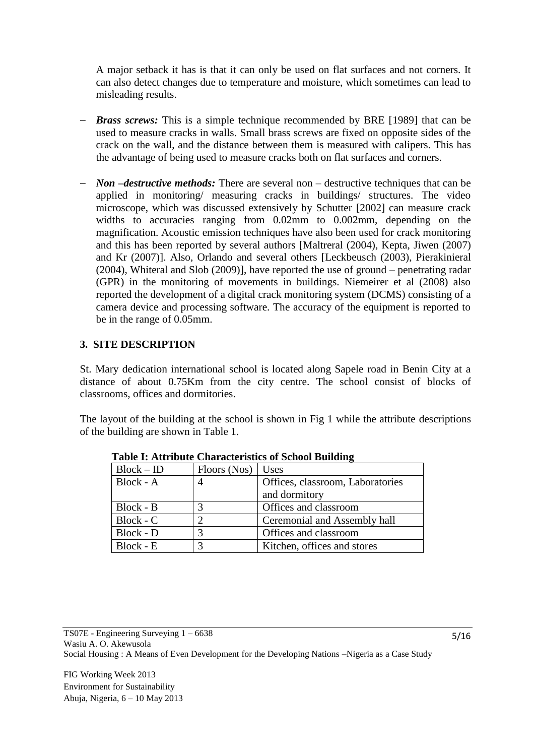A major setback it has is that it can only be used on flat surfaces and not corners. It can also detect changes due to temperature and moisture, which sometimes can lead to misleading results.

- ***Brass screws:*** This is a simple technique recommended by BRE [1989] that can be used to measure cracks in walls. Small brass screws are fixed on opposite sides of the crack on the wall, and the distance between them is measured with calipers. This has the advantage of being used to measure cracks both on flat surfaces and corners.

- ***Non –destructive methods:*** There are several non – destructive techniques that can be applied in monitoring/ measuring cracks in buildings/ structures. The video microscope, which was discussed extensively by Schutter [2002] can measure crack widths to accuracies ranging from 0.02mm to 0.002mm, depending on the magnification. Acoustic emission techniques have also been used for crack monitoring and this has been reported by several authors [Maltreral (2004), Kepta, Jiwen (2007) and Kr (2007)]. Also, Orlando and several others [Leckbeusch (2003), Pierakinieral (2004), Whiteral and Slob (2009)], have reported the use of ground – penetrating radar (GPR) in the monitoring of movements in buildings. Niemeirer et al (2008) also reported the development of a digital crack monitoring system (DCMS) consisting of a camera device and processing software. The accuracy of the equipment is reported to be in the range of 0.05mm.

## 3. SITE DESCRIPTION

St. Mary dedication international school is located along Sapele road in Benin City at a distance of about 0.75Km from the city centre. The school consist of blocks of classrooms, offices and dormitories.

The layout of the building at the school is shown in Fig 1 while the attribute descriptions of the building are shown in Table 1.

**Table I: Attribute Characteristics of School Building**

| Block – ID | Floors (Nos) | Uses |
|---|---|---|
| Block - A | 4 | Offices, classroom, Laboratories and dormitory |
| Block - B | 3 | Offices and classroom |
| Block - C | 2 | Ceremonial and Assembly hall |
| Block - D | 3 | Offices and classroom |
| Block - E | 3 | Kitchen, offices and stores |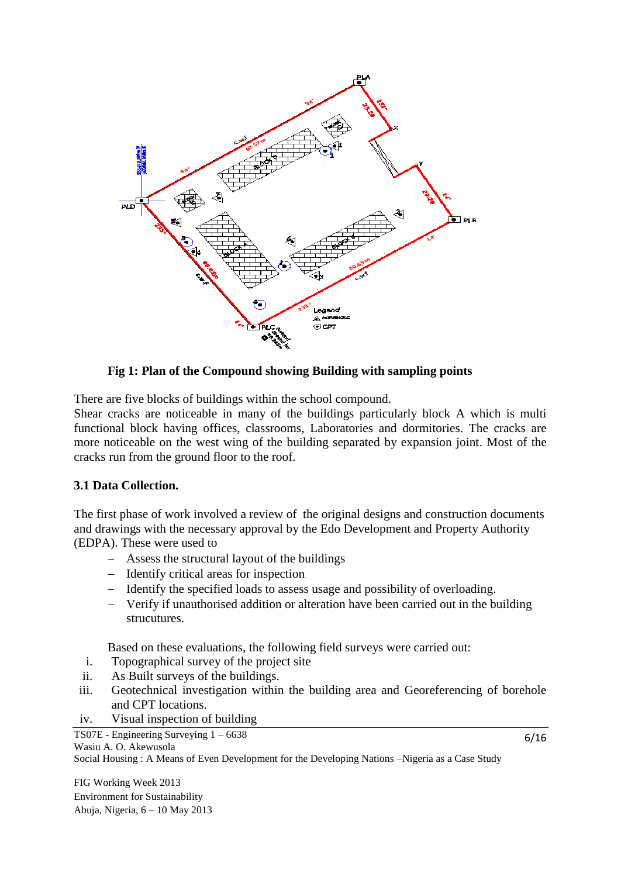**Fig 1: Plan of the Compound showing Building with sampling points**

There are five blocks of buildings within the school compound.

Shear cracks are noticeable in many of the buildings particularly block A which is multi functional block having offices, classrooms, Laboratories and dormitories. The cracks are more noticeable on the west wing of the building separated by expansion joint. Most of the cracks run from the ground floor to the roof.

### 3.1 Data Collection.

The first phase of work involved a review of the original designs and construction documents and drawings with the necessary approval by the Edo Development and Property Authority (EDPA). These were used to

- Assess the structural layout of the buildings
- Identify critical areas for inspection
- Identify the specified loads to assess usage and possibility of overloading.
- Verify if unauthorised addition or alteration have been carried out in the building strucutures.

Based on these evaluations, the following field surveys were carried out:

i. Topographical survey of the project site
ii. As Built surveys of the buildings.
iii. Geotechnical investigation within the building area and Georeferencing of borehole and CPT locations.
iv. Visual inspection of building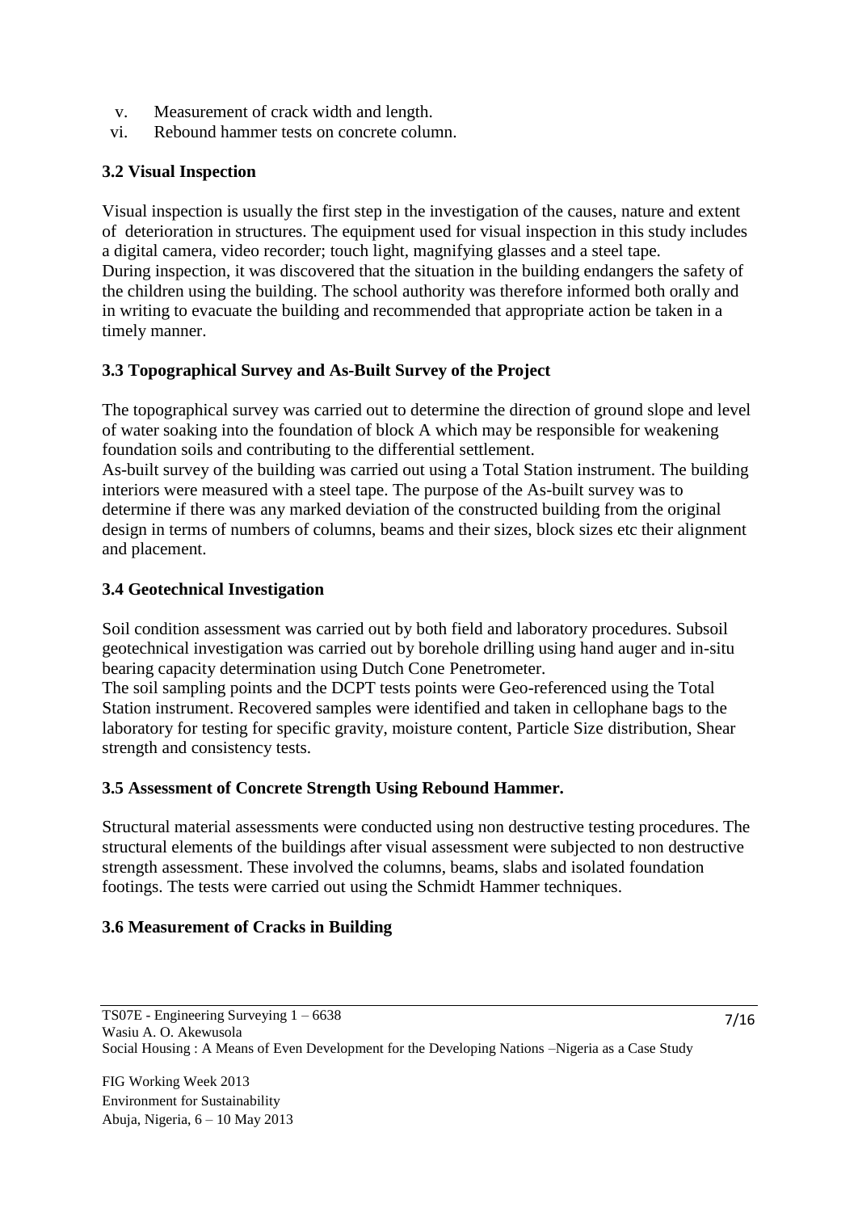v. Measurement of crack width and length.
vi. Rebound hammer tests on concrete column.

### 3.2 Visual Inspection

Visual inspection is usually the first step in the investigation of the causes, nature and extent of deterioration in structures. The equipment used for visual inspection in this study includes a digital camera, video recorder; touch light, magnifying glasses and a steel tape.
During inspection, it was discovered that the situation in the building endangers the safety of the children using the building. The school authority was therefore informed both orally and in writing to evacuate the building and recommended that appropriate action be taken in a timely manner.

### 3.3 Topographical Survey and As-Built Survey of the Project

The topographical survey was carried out to determine the direction of ground slope and level of water soaking into the foundation of block A which may be responsible for weakening foundation soils and contributing to the differential settlement.
As-built survey of the building was carried out using a Total Station instrument. The building interiors were measured with a steel tape. The purpose of the As-built survey was to determine if there was any marked deviation of the constructed building from the original design in terms of numbers of columns, beams and their sizes, block sizes etc their alignment and placement.

### 3.4 Geotechnical Investigation

Soil condition assessment was carried out by both field and laboratory procedures. Subsoil geotechnical investigation was carried out by borehole drilling using hand auger and in-situ bearing capacity determination using Dutch Cone Penetrometer.
The soil sampling points and the DCPT tests points were Geo-referenced using the Total Station instrument. Recovered samples were identified and taken in cellophane bags to the laboratory for testing for specific gravity, moisture content, Particle Size distribution, Shear strength and consistency tests.

### 3.5 Assessment of Concrete Strength Using Rebound Hammer.

Structural material assessments were conducted using non destructive testing procedures. The structural elements of the buildings after visual assessment were subjected to non destructive strength assessment. These involved the columns, beams, slabs and isolated foundation footings. The tests were carried out using the Schmidt Hammer techniques.

### 3.6 Measurement of Cracks in Building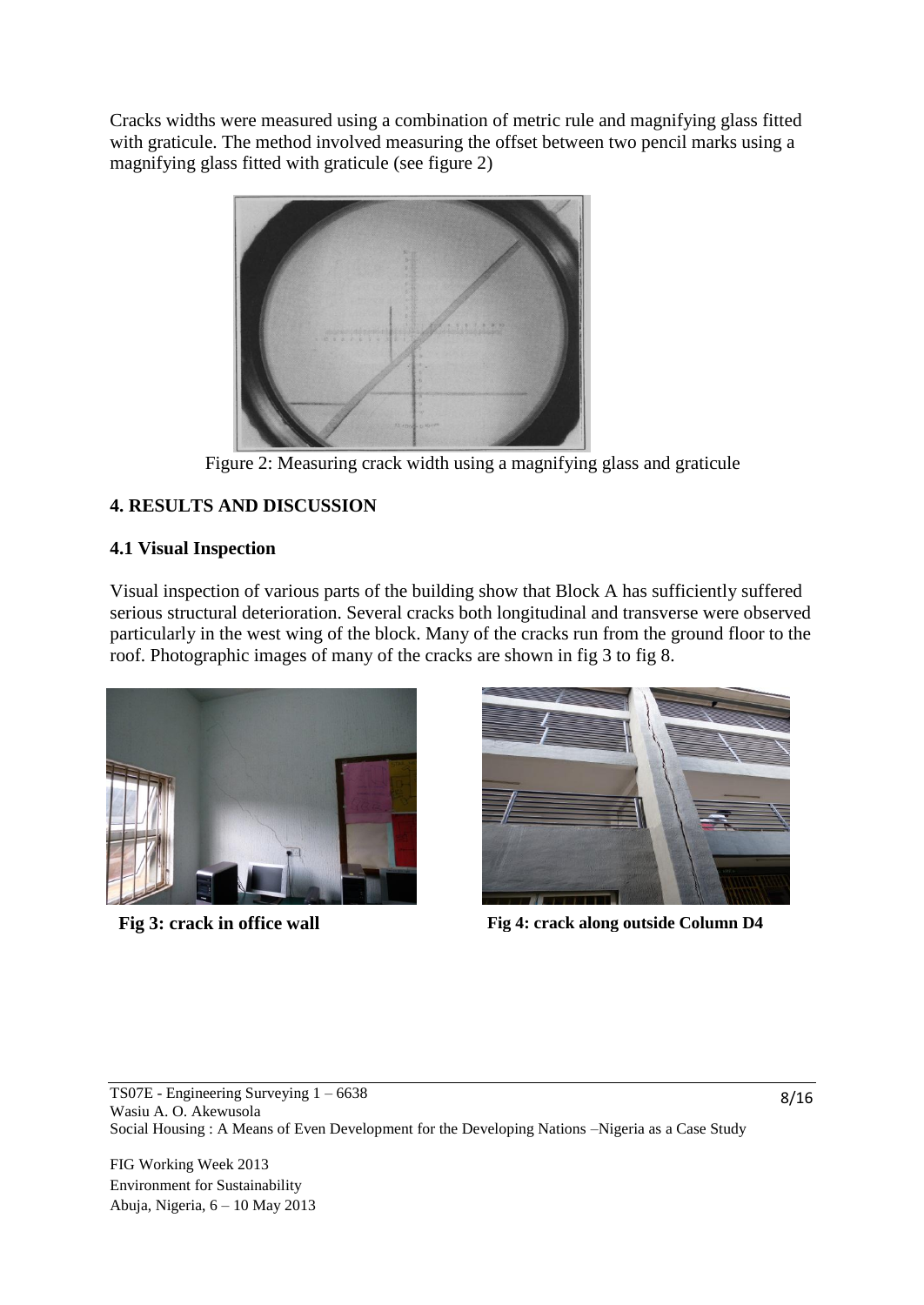Cracks widths were measured using a combination of metric rule and magnifying glass fitted with graticule. The method involved measuring the offset between two pencil marks using a magnifying glass fitted with graticule (see figure 2)

Figure 2: Measuring crack width using a magnifying glass and graticule

## 4. RESULTS AND DISCUSSION

### 4.1 Visual Inspection

Visual inspection of various parts of the building show that Block A has sufficiently suffered serious structural deterioration. Several cracks both longitudinal and transverse were observed particularly in the west wing of the block. Many of the cracks run from the ground floor to the roof. Photographic images of many of the cracks are shown in fig 3 to fig 8.

**Fig 3: crack in office wall**

**Fig 4: crack along outside Column D4**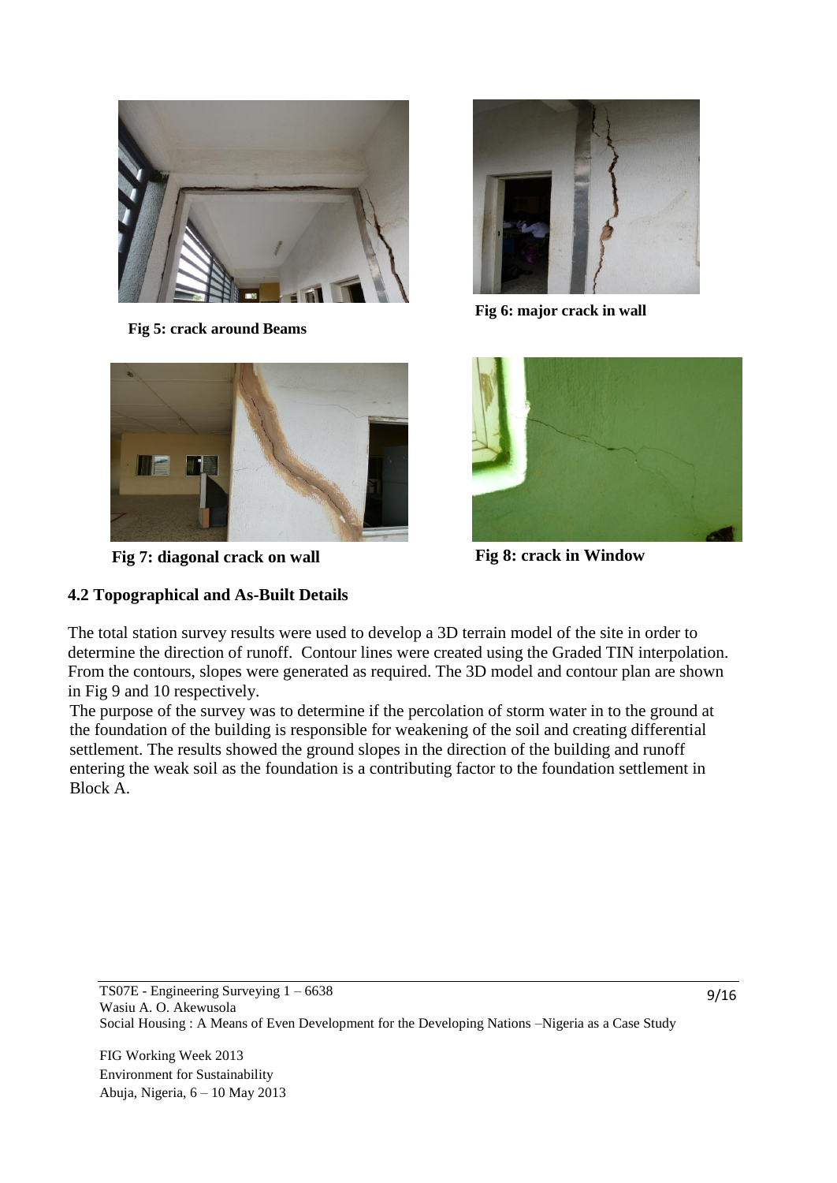**Fig 5: crack around Beams**

**Fig 6: major crack in wall**

**Fig 7: diagonal crack on wall**

**Fig 8: crack in Window**

### 4.2 Topographical and As-Built Details

The total station survey results were used to develop a 3D terrain model of the site in order to determine the direction of runoff. Contour lines were created using the Graded TIN interpolation. From the contours, slopes were generated as required. The 3D model and contour plan are shown in Fig 9 and 10 respectively.

The purpose of the survey was to determine if the percolation of storm water in to the ground at the foundation of the building is responsible for weakening of the soil and creating differential settlement. The results showed the ground slopes in the direction of the building and runoff entering the weak soil as the foundation is a contributing factor to the foundation settlement in Block A.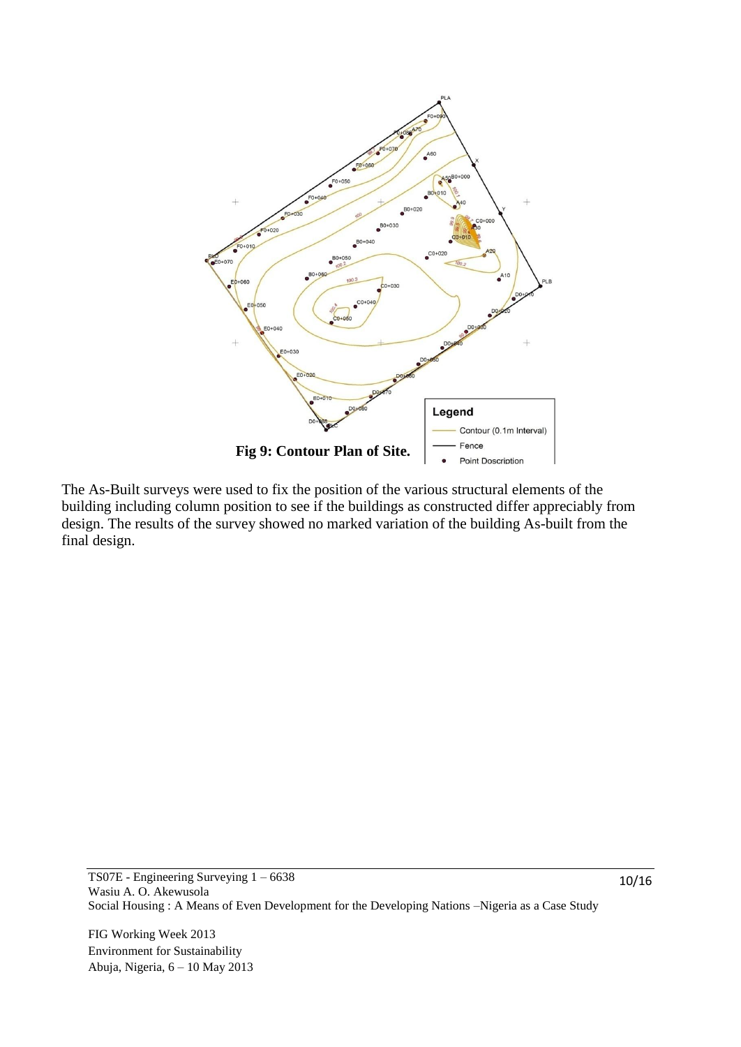**Fig 9: Contour Plan of Site.**

The As-Built surveys were used to fix the position of the various structural elements of the building including column position to see if the buildings as constructed differ appreciably from design. The results of the survey showed no marked variation of the building As-built from the final design.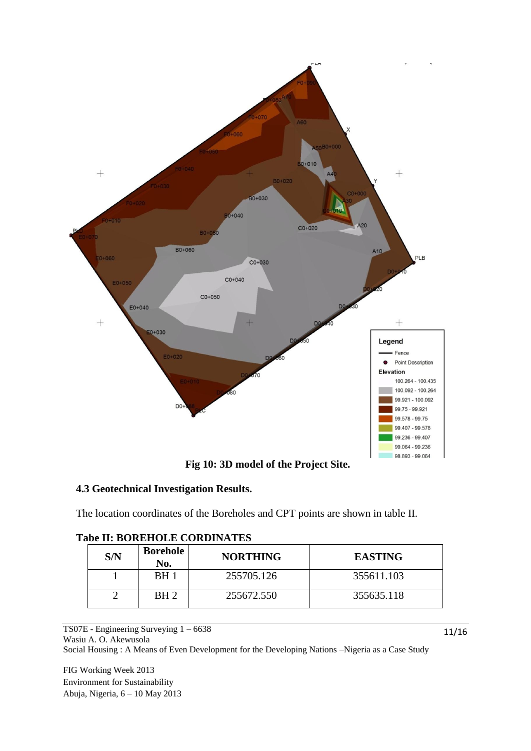**Fig 10: 3D model of the Project Site.**

### 4.3 Geotechnical Investigation Results.

The location coordinates of the Boreholes and CPT points are shown in table II.

**Tabe II: BOREHOLE CORDINATES**

| S/N | Borehole No. | NORTHING | EASTING |
|---|---|---|---|
| 1 | BH 1 | 255705.126 | 355611.103 |
| 2 | BH 2 | 255672.550 | 355635.118 |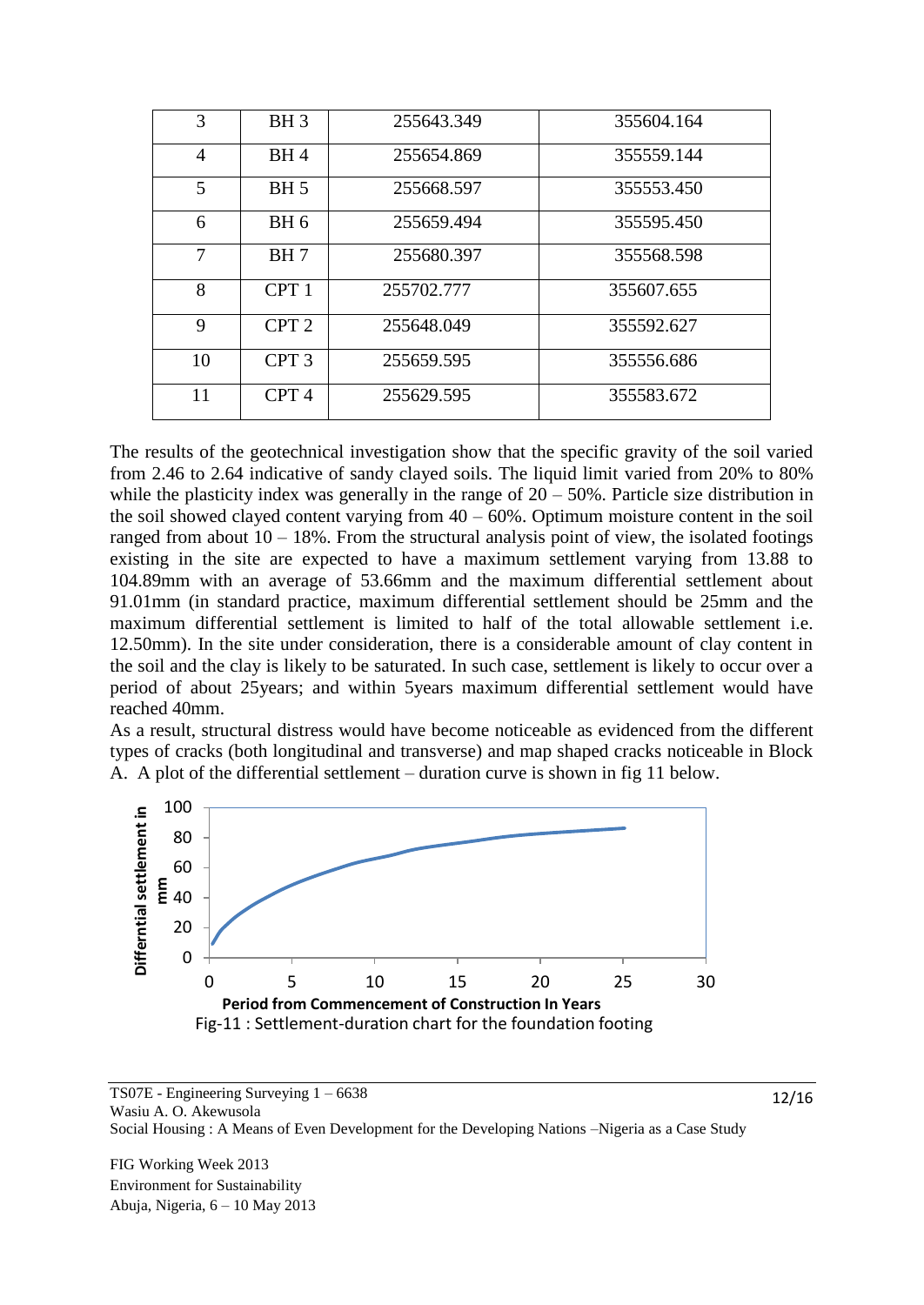| 3 | BH 3 | 255643.349 | 355604.164 |
|---|---|---|---|
| 4 | BH 4 | 255654.869 | 355559.144 |
| 5 | BH 5 | 255668.597 | 355553.450 |
| 6 | BH 6 | 255659.494 | 355595.450 |
| 7 | BH 7 | 255680.397 | 355568.598 |
| 8 | CPT 1 | 255702.777 | 355607.655 |
| 9 | CPT 2 | 255648.049 | 355592.627 |
| 10 | CPT 3 | 255659.595 | 355556.686 |
| 11 | CPT 4 | 255629.595 | 355583.672 |

The results of the geotechnical investigation show that the specific gravity of the soil varied from 2.46 to 2.64 indicative of sandy clayed soils. The liquid limit varied from 20% to 80% while the plasticity index was generally in the range of 20 – 50%. Particle size distribution in the soil showed clayed content varying from 40 – 60%. Optimum moisture content in the soil ranged from about 10 – 18%. From the structural analysis point of view, the isolated footings existing in the site are expected to have a maximum settlement varying from 13.88 to 104.89mm with an average of 53.66mm and the maximum differential settlement about 91.01mm (in standard practice, maximum differential settlement should be 25mm and the maximum differential settlement is limited to half of the total allowable settlement i.e. 12.50mm). In the site under consideration, there is a considerable amount of clay content in the soil and the clay is likely to be saturated. In such case, settlement is likely to occur over a period of about 25years; and within 5years maximum differential settlement would have reached 40mm.

As a result, structural distress would have become noticeable as evidenced from the different types of cracks (both longitudinal and transverse) and map shaped cracks noticeable in Block A. A plot of the differential settlement – duration curve is shown in fig 11 below.

Fig-11 : Settlement-duration chart for the foundation footing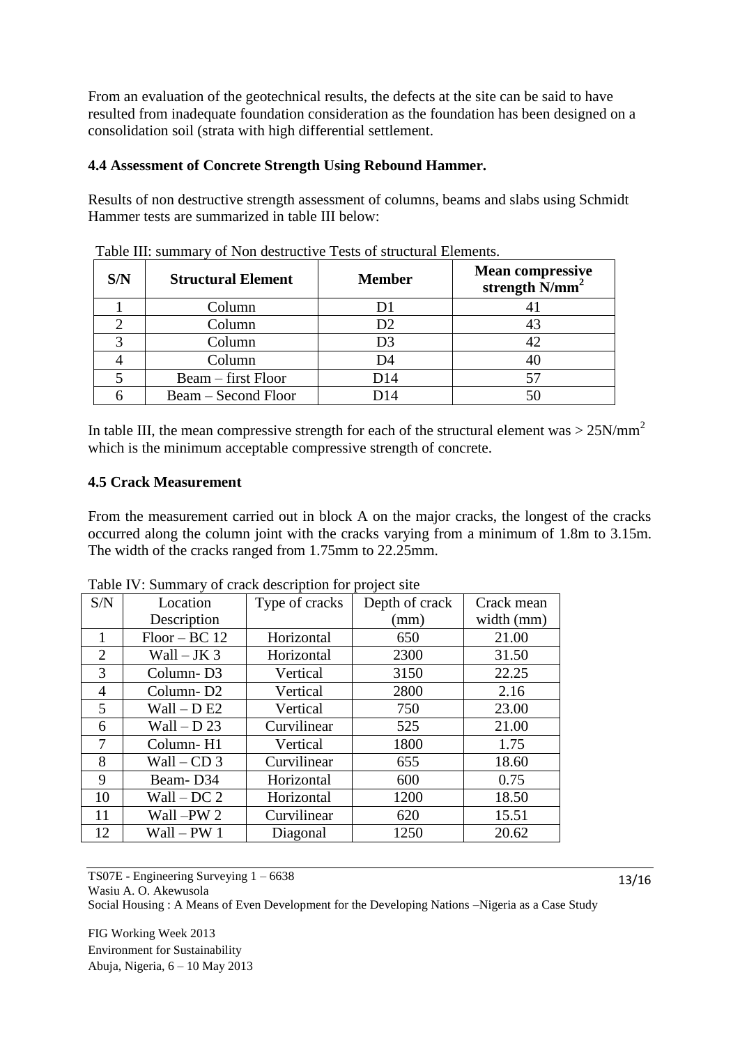From an evaluation of the geotechnical results, the defects at the site can be said to have resulted from inadequate foundation consideration as the foundation has been designed on a consolidation soil (strata with high differential settlement.

### 4.4 Assessment of Concrete Strength Using Rebound Hammer.

Results of non destructive strength assessment of columns, beams and slabs using Schmidt Hammer tests are summarized in table III below:

Table III: summary of Non destructive Tests of structural Elements.

| S/N | Structural Element | Member | Mean compressive strength N/mm$^2$ |
|---|---|---|---|
| 1 | Column | D1 | 41 |
| 2 | Column | D2 | 43 |
| 3 | Column | D3 | 42 |
| 4 | Column | D4 | 40 |
| 5 | Beam – first Floor | D14 | 57 |
| 6 | Beam – Second Floor | D14 | 50 |

In table III, the mean compressive strength for each of the structural element was > 25N/mm$^2$ which is the minimum acceptable compressive strength of concrete.

### 4.5 Crack Measurement

From the measurement carried out in block A on the major cracks, the longest of the cracks occurred along the column joint with the cracks varying from a minimum of 1.8m to 3.15m. The width of the cracks ranged from 1.75mm to 22.25mm.

Table IV: Summary of crack description for project site

| S/N | Location Description | Type of cracks | Depth of crack (mm) | Crack mean width (mm) |
|---|---|---|---|---|
| 1 | Floor – BC 12 | Horizontal | 650 | 21.00 |
| 2 | Wall – JK 3 | Horizontal | 2300 | 31.50 |
| 3 | Column- D3 | Vertical | 3150 | 22.25 |
| 4 | Column- D2 | Vertical | 2800 | 2.16 |
| 5 | Wall – D E2 | Vertical | 750 | 23.00 |
| 6 | Wall – D 23 | Curvilinear | 525 | 21.00 |
| 7 | Column- H1 | Vertical | 1800 | 1.75 |
| 8 | Wall – CD 3 | Curvilinear | 655 | 18.60 |
| 9 | Beam- D34 | Horizontal | 600 | 0.75 |
| 10 | Wall – DC 2 | Horizontal | 1200 | 18.50 |
| 11 | Wall –PW 2 | Curvilinear | 620 | 15.51 |
| 12 | Wall – PW 1 | Diagonal | 1250 | 20.62 |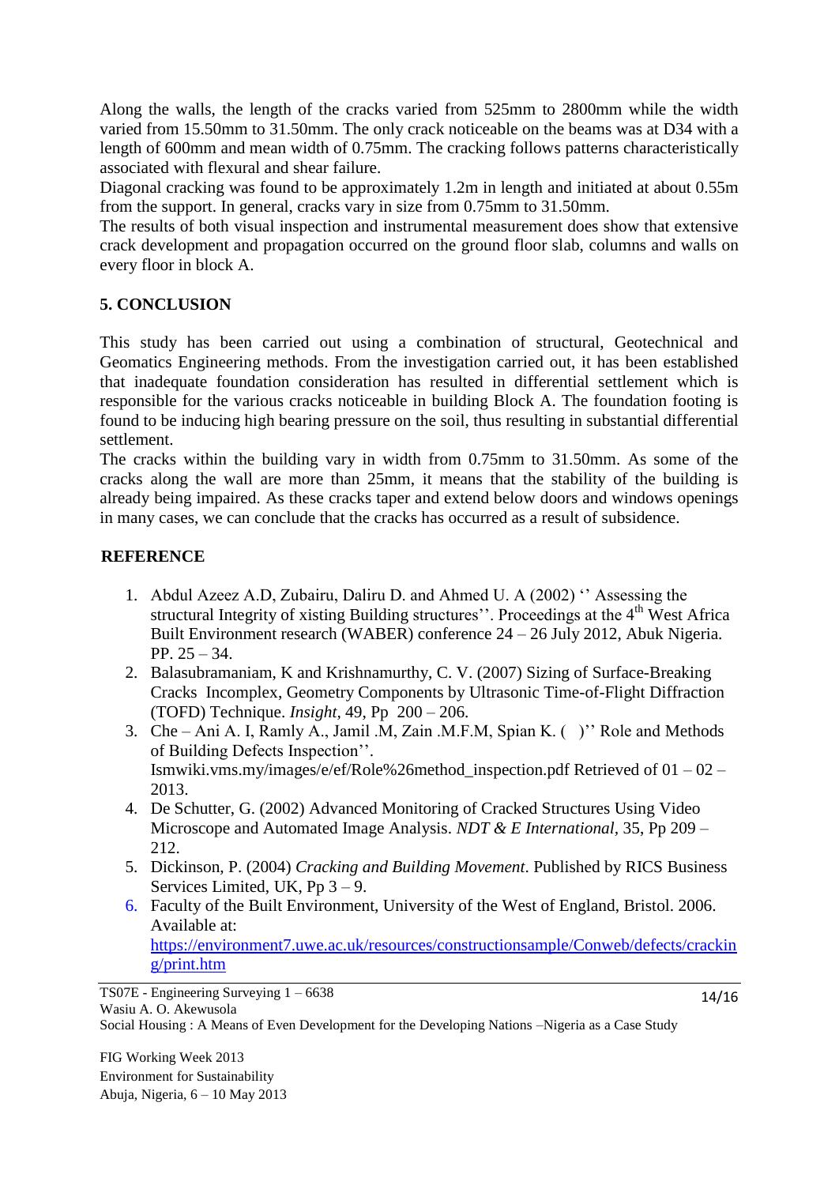Along the walls, the length of the cracks varied from 525mm to 2800mm while the width varied from 15.50mm to 31.50mm. The only crack noticeable on the beams was at D34 with a length of 600mm and mean width of 0.75mm. The cracking follows patterns characteristically associated with flexural and shear failure.

Diagonal cracking was found to be approximately 1.2m in length and initiated at about 0.55m from the support. In general, cracks vary in size from 0.75mm to 31.50mm.

The results of both visual inspection and instrumental measurement does show that extensive crack development and propagation occurred on the ground floor slab, columns and walls on every floor in block A.

## 5. CONCLUSION

This study has been carried out using a combination of structural, Geotechnical and Geomatics Engineering methods. From the investigation carried out, it has been established that inadequate foundation consideration has resulted in differential settlement which is responsible for the various cracks noticeable in building Block A. The foundation footing is found to be inducing high bearing pressure on the soil, thus resulting in substantial differential settlement.

The cracks within the building vary in width from 0.75mm to 31.50mm. As some of the cracks along the wall are more than 25mm, it means that the stability of the building is already being impaired. As these cracks taper and extend below doors and windows openings in many cases, we can conclude that the cracks has occurred as a result of subsidence.

## REFERENCE

1. Abdul Azeez A.D, Zubairu, Daliru D. and Ahmed U. A (2002) '' Assessing the structural Integrity of xisting Building structures''. Proceedings at the 4th West Africa Built Environment research (WABER) conference 24 – 26 July 2012, Abuk Nigeria. PP. 25 – 34.
2. Balasubramaniam, K and Krishnamurthy, C. V. (2007) Sizing of Surface-Breaking Cracks Incomplex, Geometry Components by Ultrasonic Time-of-Flight Diffraction (TOFD) Technique. *Insight*, 49, Pp 200 – 206.
3. Che – Ani A. I, Ramly A., Jamil .M, Zain .M.F.M, Spian K. ( )'' Role and Methods of Building Defects Inspection''. Ismwiki.vms.my/images/e/ef/Role%26method_inspection.pdf Retrieved of 01 – 02 – 2013.
4. De Schutter, G. (2002) Advanced Monitoring of Cracked Structures Using Video Microscope and Automated Image Analysis. *NDT & E International*, 35, Pp 209 – 212.
5. Dickinson, P. (2004) *Cracking and Building Movement*. Published by RICS Business Services Limited, UK, Pp 3 – 9.
6. Faculty of the Built Environment, University of the West of England, Bristol. 2006. Available at: https://environment7.uwe.ac.uk/resources/constructionsample/Conweb/defects/cracking/print.htm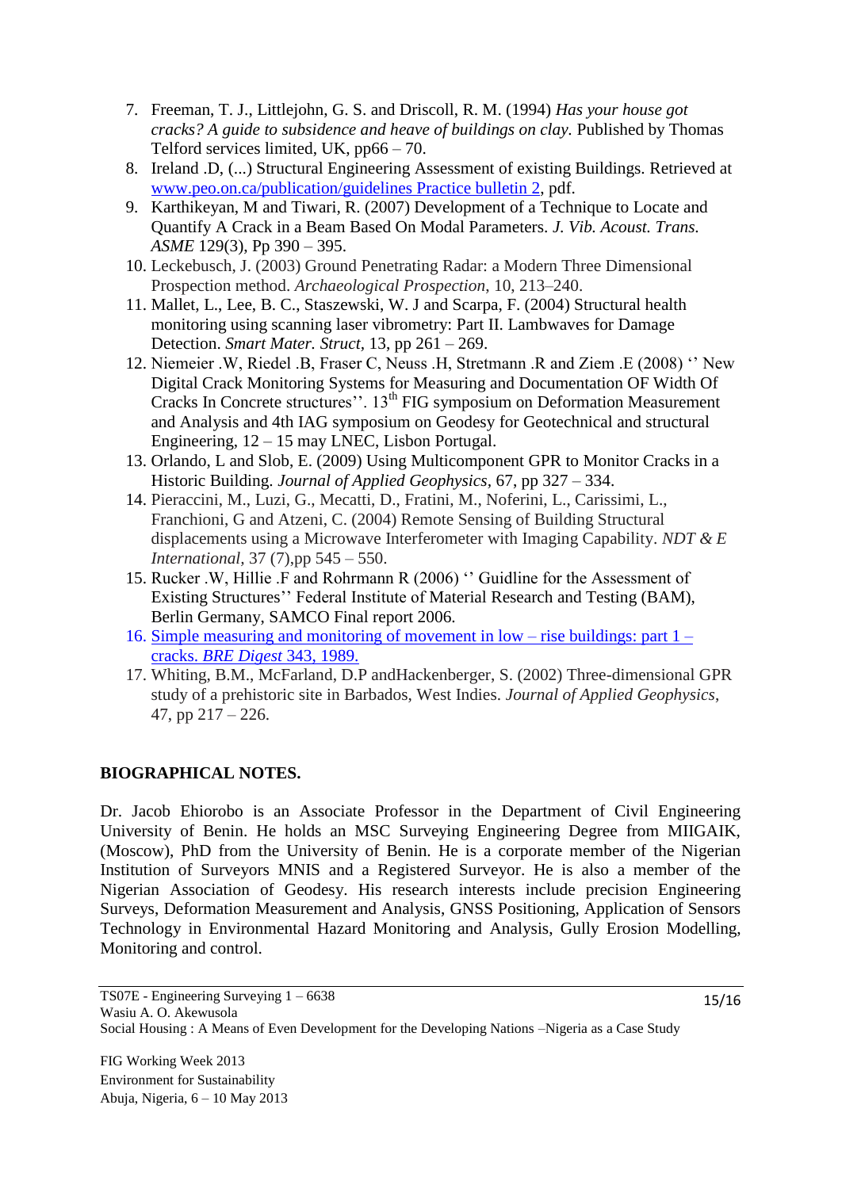7. Freeman, T. J., Littlejohn, G. S. and Driscoll, R. M. (1994) *Has your house got cracks? A guide to subsidence and heave of buildings on clay.* Published by Thomas Telford services limited, UK, pp66 – 70.
8. Ireland .D, (...) Structural Engineering Assessment of existing Buildings. Retrieved at www.peo.on.ca/publication/guidelines Practice bulletin 2, pdf.
9. Karthikeyan, M and Tiwari, R. (2007) Development of a Technique to Locate and Quantify A Crack in a Beam Based On Modal Parameters. *J. Vib. Acoust. Trans. ASME* 129(3), Pp 390 – 395.
10. Leckebusch, J. (2003) Ground Penetrating Radar: a Modern Three Dimensional Prospection method. *Archaeological Prospection*, 10, 213–240.
11. Mallet, L., Lee, B. C., Staszewski, W. J and Scarpa, F. (2004) Structural health monitoring using scanning laser vibrometry: Part II. Lambwaves for Damage Detection. *Smart Mater. Struct*, 13, pp 261 – 269.
12. Niemeier .W, Riedel .B, Fraser C, Neuss .H, Stretmann .R and Ziem .E (2008) '' New Digital Crack Monitoring Systems for Measuring and Documentation OF Width Of Cracks In Concrete structures''. 13th FIG symposium on Deformation Measurement and Analysis and 4th IAG symposium on Geodesy for Geotechnical and structural Engineering, 12 – 15 may LNEC, Lisbon Portugal.
13. Orlando, L and Slob, E. (2009) Using Multicomponent GPR to Monitor Cracks in a Historic Building. *Journal of Applied Geophysics*, 67, pp 327 – 334.
14. Pieraccini, M., Luzi, G., Mecatti, D., Fratini, M., Noferini, L., Carissimi, L., Franchioni, G and Atzeni, C. (2004) Remote Sensing of Building Structural displacements using a Microwave Interferometer with Imaging Capability. *NDT & E International*, 37 (7),pp 545 – 550.
15. Rucker .W, Hillie .F and Rohrmann R (2006) '' Guidline for the Assessment of Existing Structures'' Federal Institute of Material Research and Testing (BAM), Berlin Germany, SAMCO Final report 2006.
16. Simple measuring and monitoring of movement in low – rise buildings: part 1 – cracks. *BRE Digest* 343, 1989.
17. Whiting, B.M., McFarland, D.P andHackenberger, S. (2002) Three-dimensional GPR study of a prehistoric site in Barbados, West Indies. *Journal of Applied Geophysics*, 47, pp 217 – 226.

**BIOGRAPHICAL NOTES.**

Dr. Jacob Ehiorobo is an Associate Professor in the Department of Civil Engineering University of Benin. He holds an MSC Surveying Engineering Degree from MIIGAIK, (Moscow), PhD from the University of Benin. He is a corporate member of the Nigerian Institution of Surveyors MNIS and a Registered Surveyor. He is also a member of the Nigerian Association of Geodesy. His research interests include precision Engineering Surveys, Deformation Measurement and Analysis, GNSS Positioning, Application of Sensors Technology in Environmental Hazard Monitoring and Analysis, Gully Erosion Modelling, Monitoring and control.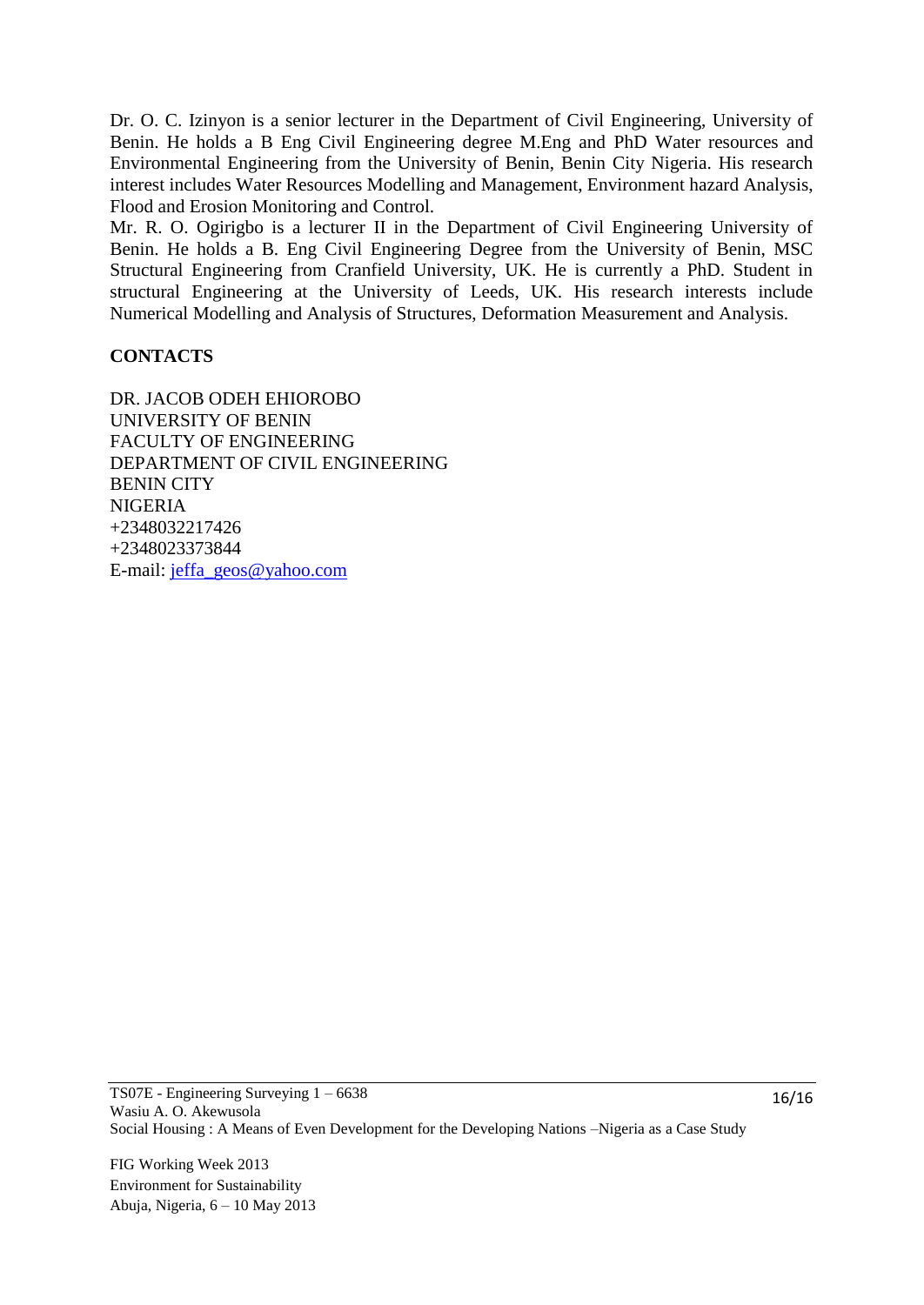Dr. O. C. Izinyon is a senior lecturer in the Department of Civil Engineering, University of Benin. He holds a B Eng Civil Engineering degree M.Eng and PhD Water resources and Environmental Engineering from the University of Benin, Benin City Nigeria. His research interest includes Water Resources Modelling and Management, Environment hazard Analysis, Flood and Erosion Monitoring and Control.

Mr. R. O. Ogirigbo is a lecturer II in the Department of Civil Engineering University of Benin. He holds a B. Eng Civil Engineering Degree from the University of Benin, MSC Structural Engineering from Cranfield University, UK. He is currently a PhD. Student in structural Engineering at the University of Leeds, UK. His research interests include Numerical Modelling and Analysis of Structures, Deformation Measurement and Analysis.

**CONTACTS**

DR. JACOB ODEH EHIOROBO
UNIVERSITY OF BENIN
FACULTY OF ENGINEERING
DEPARTMENT OF CIVIL ENGINEERING
BENIN CITY
NIGERIA
+2348032217426
+2348023373844
E-mail: jeffa_geos@yahoo.com